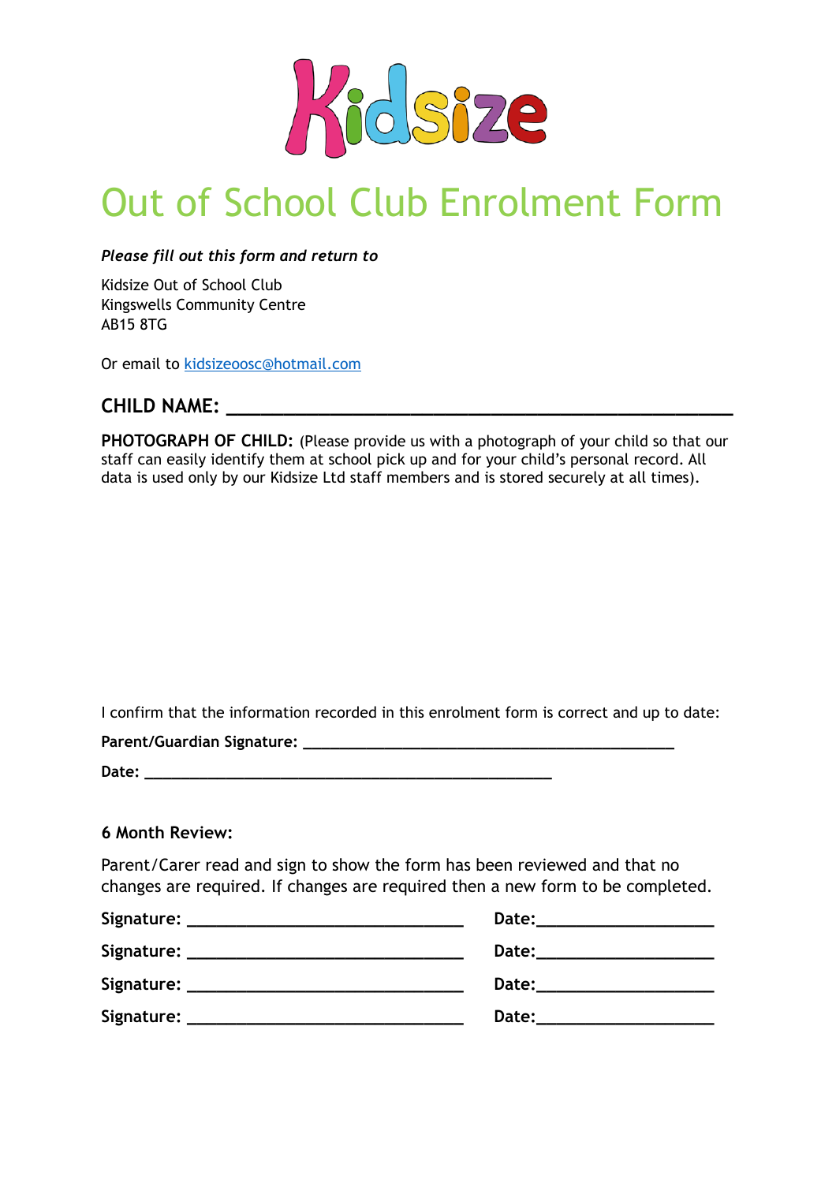Kidsize

# Out of School Club Enrolment Form

***Please fill out this form and return to***

Kidsize Out of School Club
Kingswells Community Centre
AB15 8TG

Or email to kidsizeoosc@hotmail.com

**CHILD NAME:** ___________________________________________

**PHOTOGRAPH OF CHILD:** (Please provide us with a photograph of your child so that our staff can easily identify them at school pick up and for your child's personal record. All data is used only by our Kidsize Ltd staff members and is stored securely at all times).

I confirm that the information recorded in this enrolment form is correct and up to date:

**Parent/Guardian Signature:** _______________________________

**Date:** _________________________________

**6 Month Review:**

Parent/Carer read and sign to show the form has been reviewed and that no changes are required. If changes are required then a new form to be completed.

**Signature:** _______________________ **Date:**_______________

**Signature:** _______________________ **Date:**_______________

**Signature:** _______________________ **Date:**_______________

**Signature:** _______________________ **Date:**_______________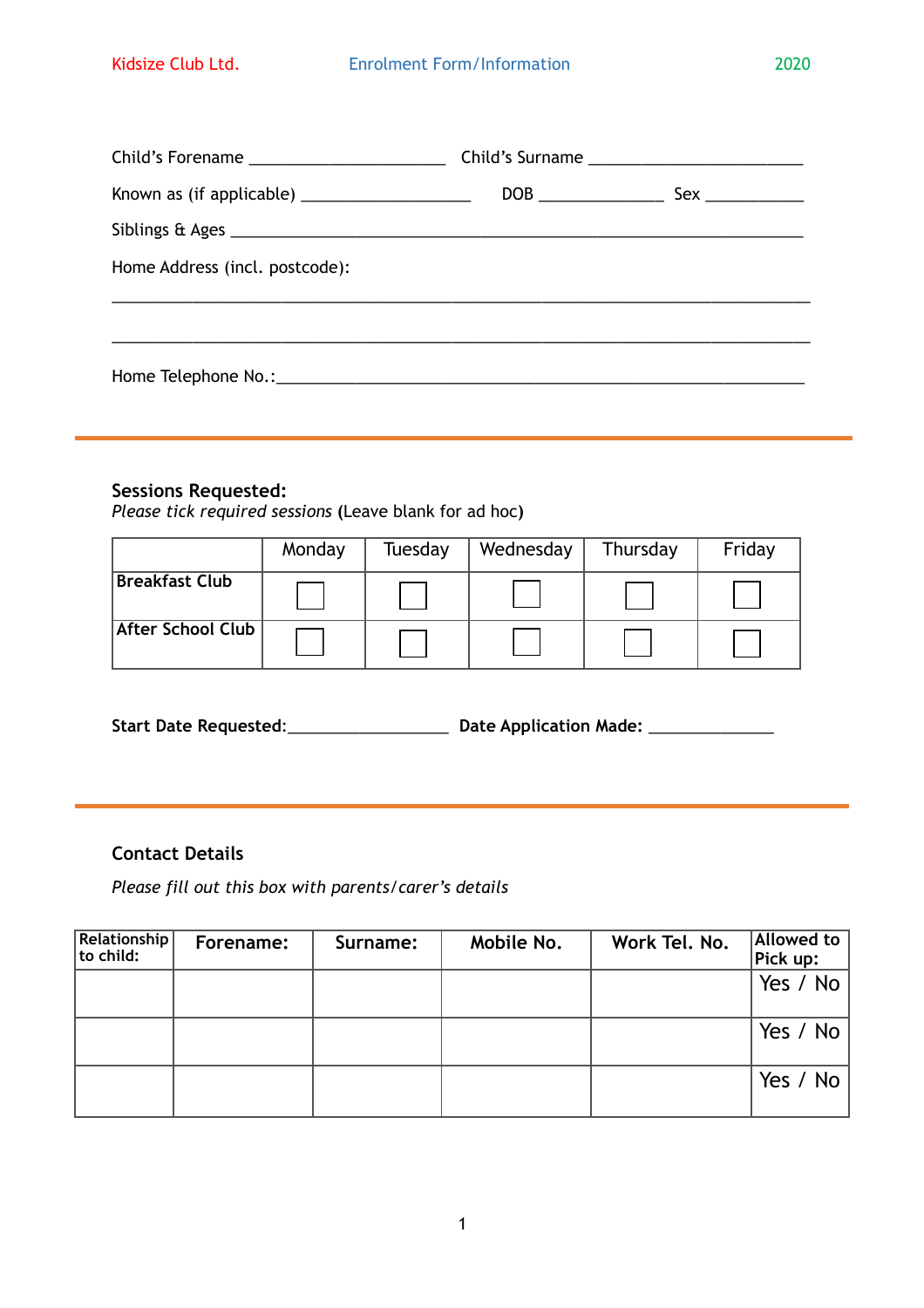Kidsize Club Ltd. Enrolment Form/Information 2020

Child's Forename ______________________ Child's Surname ________________________

Known as (if applicable) ___________________ DOB ______________ Sex ___________

Siblings & Ages _____________________________________________________________________

Home Address (incl. postcode):

_______________________________________________________________________________

_______________________________________________________________________________

Home Telephone No.:____________________________________________________________

---

**Sessions Requested:**
*Please tick required sessions* **(**Leave blank for ad hoc**)**

| | Monday | Tuesday | Wednesday | Thursday | Friday |
|---|---|---|---|---|---|
| **Breakfast Club** | ☐ | ☐ | ☐ | ☐ | ☐ |
| **After School Club** | ☐ | ☐ | ☐ | ☐ | ☐ |

**Start Date Requested:**__________________ **Date Application Made:** ______________

---

**Contact Details**

*Please fill out this box with parents/carer's details*

| Relationship to child: | Forename: | Surname: | Mobile No. | Work Tel. No. | Allowed to Pick up: |
|---|---|---|---|---|---|
| | | | | | Yes / No |
| | | | | | Yes / No |
| | | | | | Yes / No |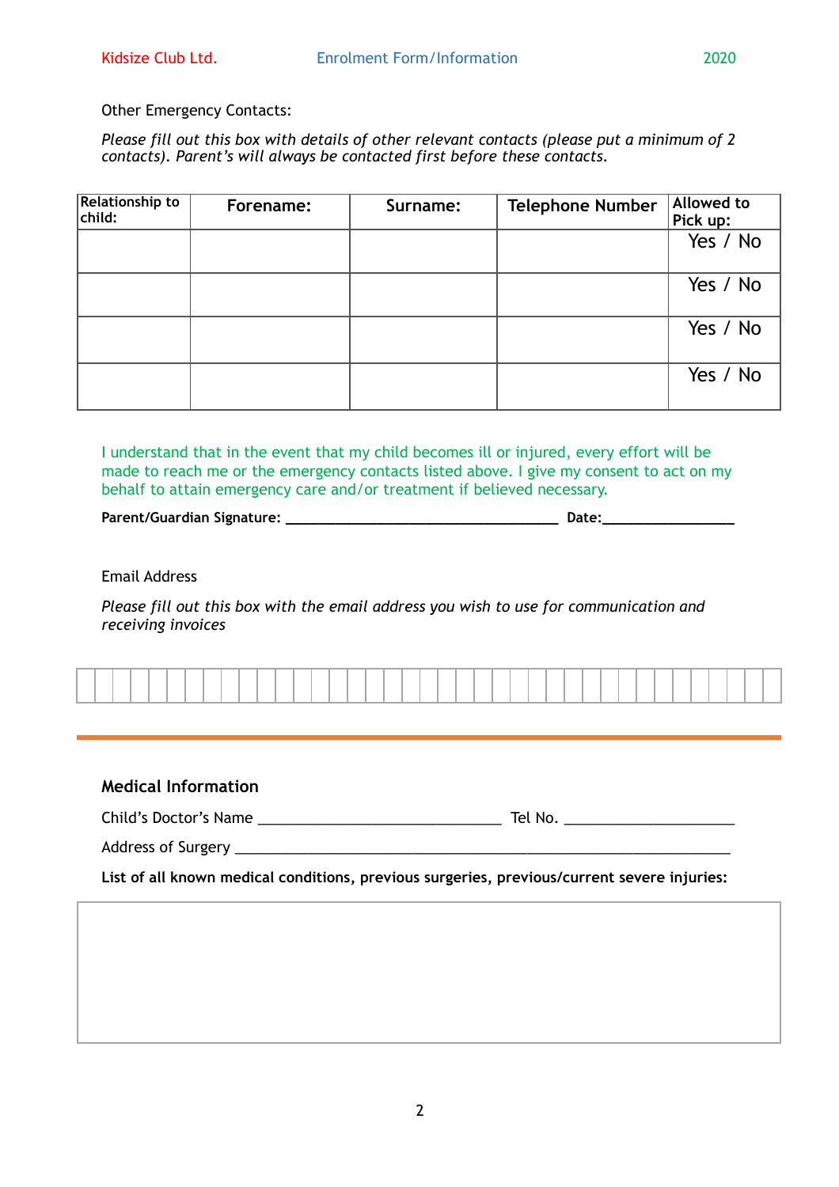Other Emergency Contacts:

*Please fill out this box with details of other relevant contacts (please put a minimum of 2 contacts). Parent's will always be contacted first before these contacts.*

| Relationship to child: | Forename: | Surname: | Telephone Number | Allowed to Pick up: |
|---|---|---|---|---|
| | | | | Yes / No |
| | | | | Yes / No |
| | | | | Yes / No |
| | | | | Yes / No |

I understand that in the event that my child becomes ill or injured, every effort will be made to reach me or the emergency contacts listed above. I give my consent to act on my behalf to attain emergency care and/or treatment if believed necessary.

**Parent/Guardian Signature:** ____________________________________ **Date:**_________________

Email Address

*Please fill out this box with the email address you wish to use for communication and receiving invoices*

| | | | | | | | | | | | | | | | | | | | | | | | | | | | | | | | | | | | | | | | |
|---|---|---|---|---|---|---|---|---|---|---|---|---|---|---|---|---|---|---|---|---|---|---|---|---|---|---|---|---|---|---|---|---|---|---|---|---|---|---|

## Medical Information

Child's Doctor's Name ________________________________ Tel No. ______________________

Address of Surgery ___________________________________________________________________

**List of all known medical conditions, previous surgeries, previous/current severe injuries:**

| |
|---|
| |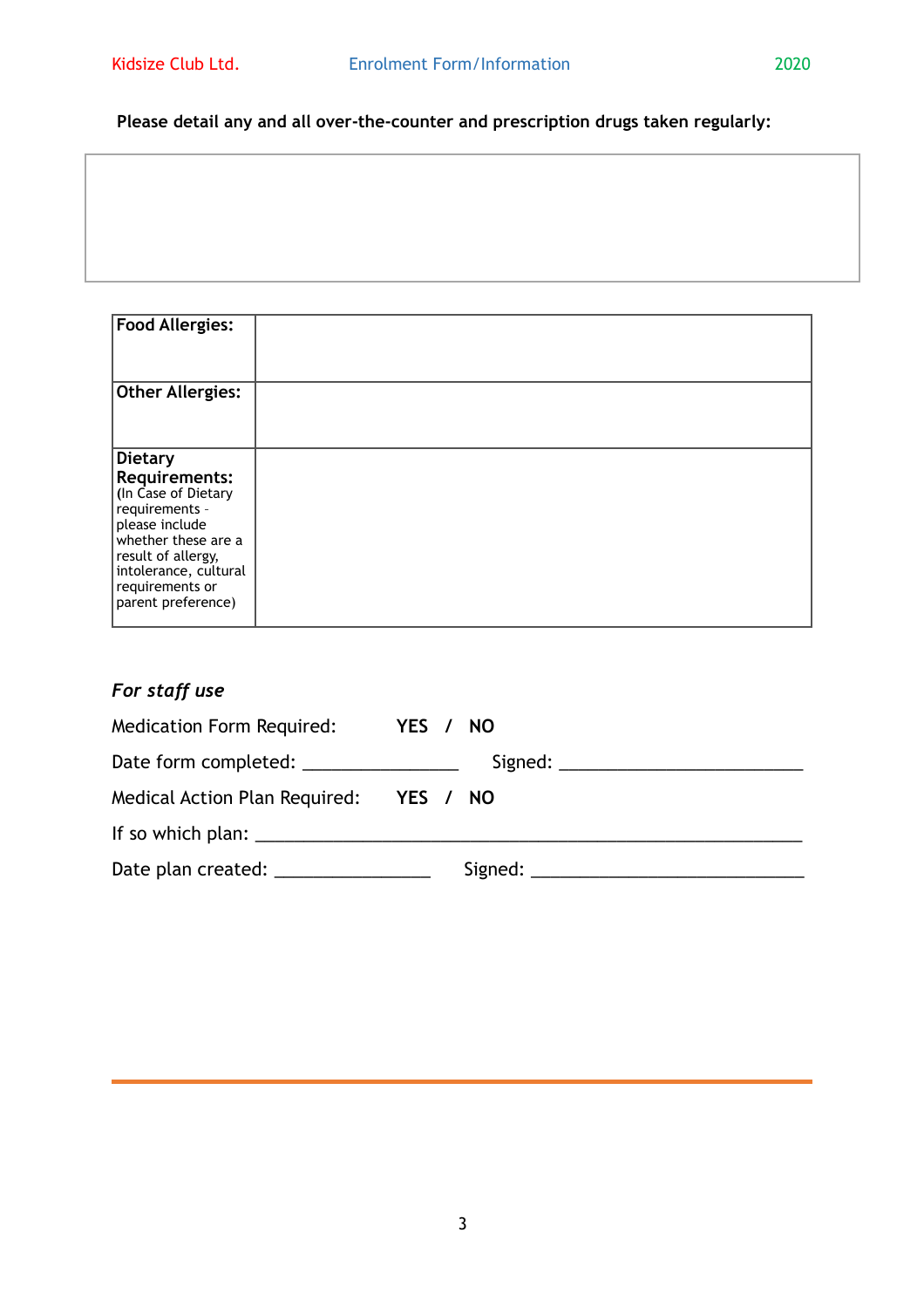**Please detail any and all over-the-counter and prescription drugs taken regularly:**

| |
|---|
| |

| | |
|---|---|
| **Food Allergies:** | |
| **Other Allergies:** | |
| **Dietary Requirements:** (In Case of Dietary requirements - please include whether these are a result of allergy, intolerance, cultural requirements or parent preference) | |

***For staff use***

Medication Form Required: **YES / NO**

Date form completed: _______________ Signed: ________________________

Medical Action Plan Required: **YES / NO**

If so which plan: ______________________________________________________

Date plan created: _______________ Signed: __________________________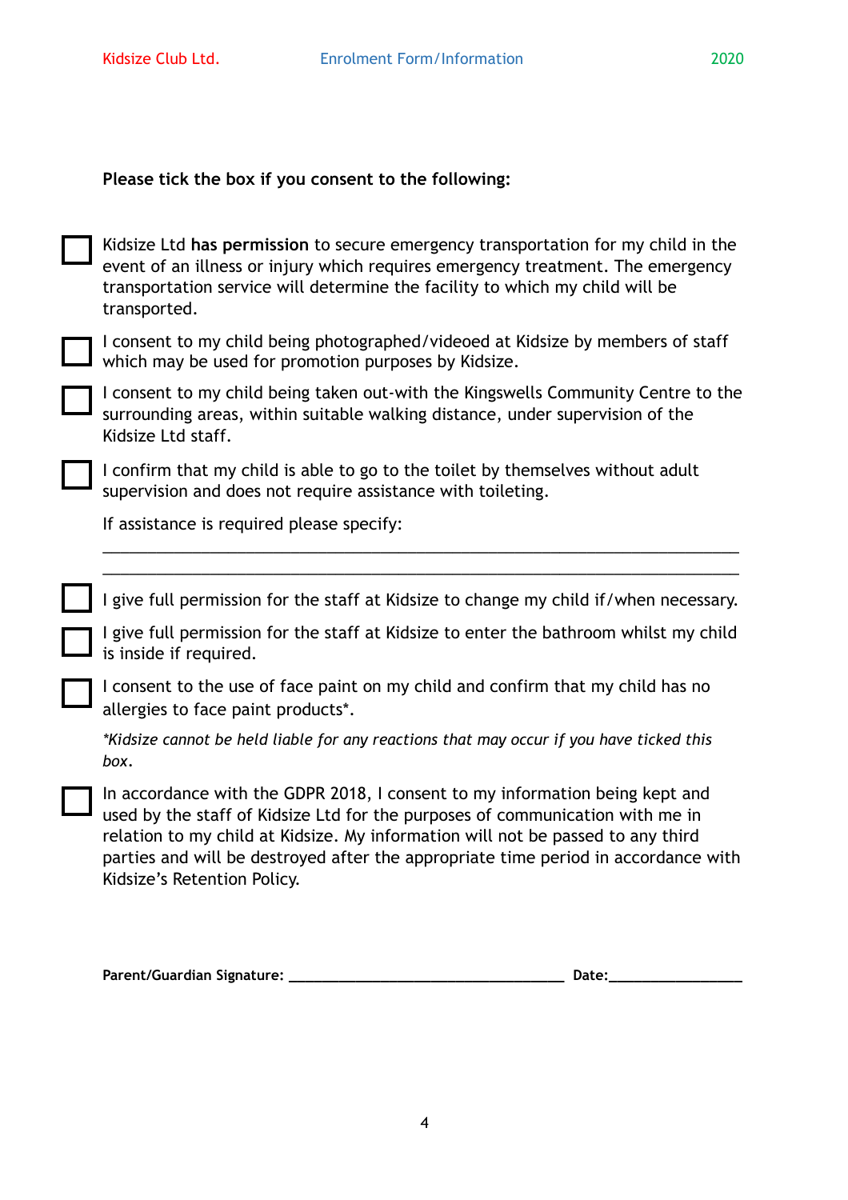**Please tick the box if you consent to the following:**

- ☐ Kidsize Ltd **has permission** to secure emergency transportation for my child in the event of an illness or injury which requires emergency treatment. The emergency transportation service will determine the facility to which my child will be transported.
- ☐ I consent to my child being photographed/videoed at Kidsize by members of staff which may be used for promotion purposes by Kidsize.
- ☐ I consent to my child being taken out-with the Kingswells Community Centre to the surrounding areas, within suitable walking distance, under supervision of the Kidsize Ltd staff.
- ☐ I confirm that my child is able to go to the toilet by themselves without adult supervision and does not require assistance with toileting.

If assistance is required please specify:

___________________________________________________________________________

___________________________________________________________________________

- ☐ I give full permission for the staff at Kidsize to change my child if/when necessary.
- ☐ I give full permission for the staff at Kidsize to enter the bathroom whilst my child is inside if required.
- ☐ I consent to the use of face paint on my child and confirm that my child has no allergies to face paint products*.

*\*Kidsize cannot be held liable for any reactions that may occur if you have ticked this box.*

- ☐ In accordance with the GDPR 2018, I consent to my information being kept and used by the staff of Kidsize Ltd for the purposes of communication with me in relation to my child at Kidsize. My information will not be passed to any third parties and will be destroyed after the appropriate time period in accordance with Kidsize's Retention Policy.

**Parent/Guardian Signature: ___________________________________ Date:_________________**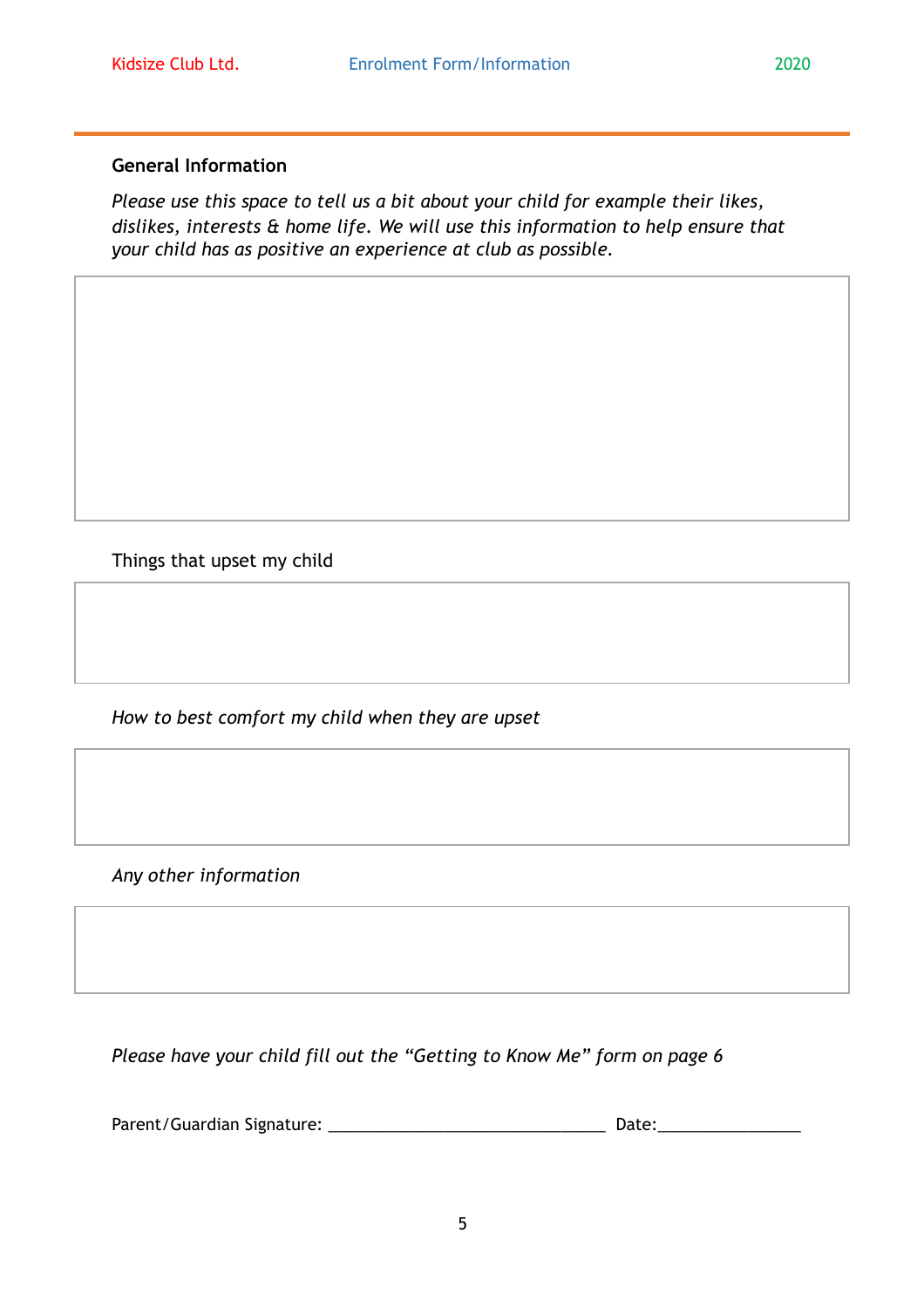## General Information

*Please use this space to tell us a bit about your child for example their likes, dislikes, interests & home life. We will use this information to help ensure that your child has as positive an experience at club as possible.*

Things that upset my child

*How to best comfort my child when they are upset*

*Any other information*

*Please have your child fill out the "Getting to Know Me" form on page 6*

Parent/Guardian Signature: ______________________________ Date:_______________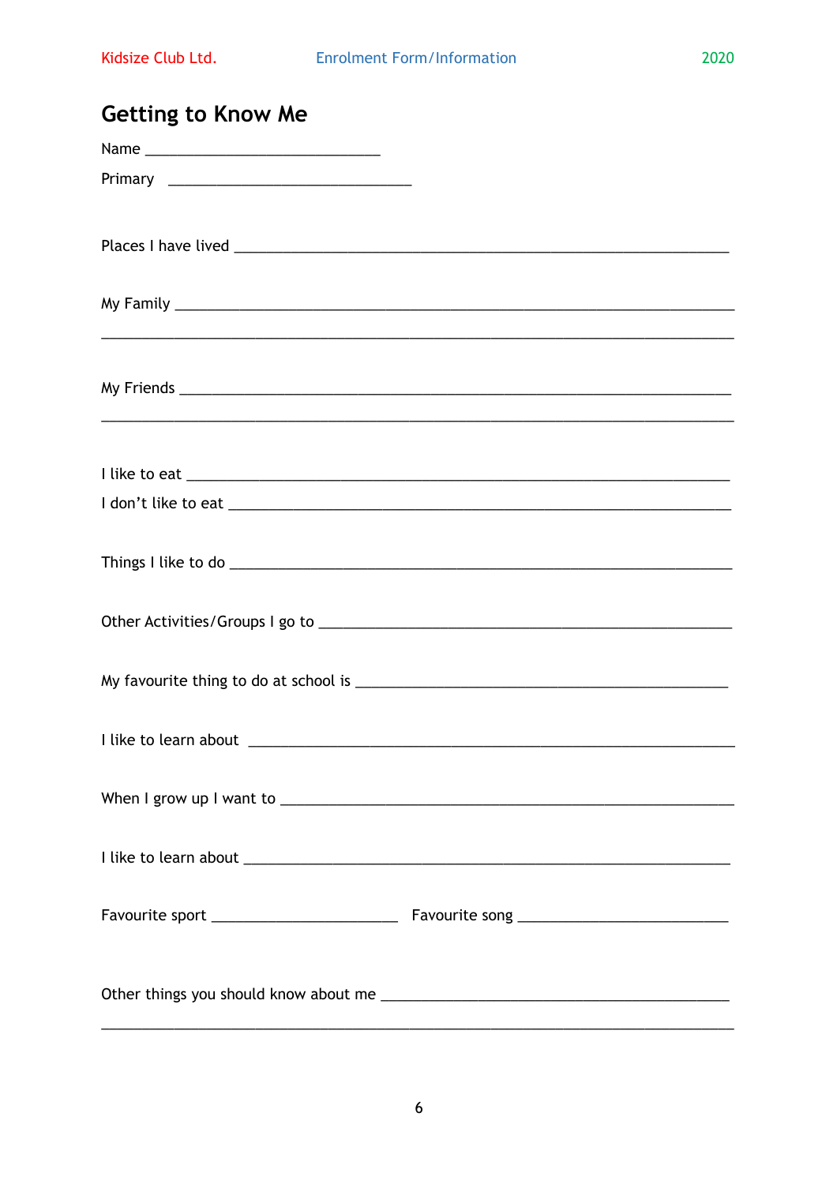## Getting to Know Me

Name ____________________________

Primary ____________________________

Places I have lived ________________________________________________________

My Family ________________________________________________________________

__________________________________________________________________________

My Friends _______________________________________________________________

__________________________________________________________________________

I like to eat ______________________________________________________________

I don't like to eat __________________________________________________________

Things I like to do _________________________________________________________

Other Activities/Groups I go to ______________________________________________

My favourite thing to do at school is _________________________________________

I like to learn about ________________________________________________________

When I grow up I want to ___________________________________________________

I like to learn about ________________________________________________________

Favourite sport ______________________ Favourite song ________________________

Other things you should know about me _______________________________________

__________________________________________________________________________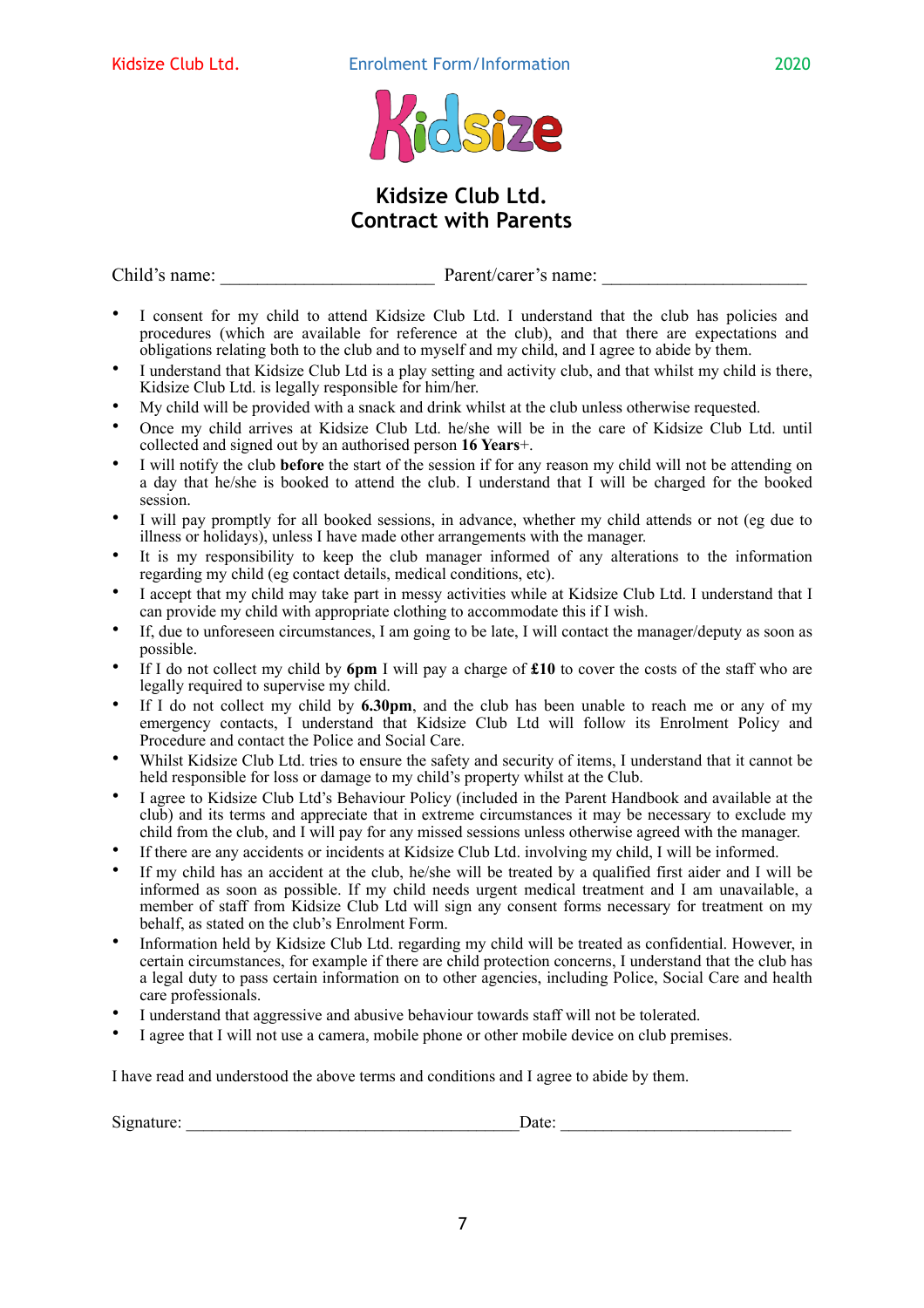# Kidsize Club Ltd.
# Contract with Parents

Child's name: ______________________ Parent/carer's name: ______________________

- I consent for my child to attend Kidsize Club Ltd. I understand that the club has policies and procedures (which are available for reference at the club), and that there are expectations and obligations relating both to the club and to myself and my child, and I agree to abide by them.
- I understand that Kidsize Club Ltd is a play setting and activity club, and that whilst my child is there, Kidsize Club Ltd. is legally responsible for him/her.
- My child will be provided with a snack and drink whilst at the club unless otherwise requested.
- Once my child arrives at Kidsize Club Ltd. he/she will be in the care of Kidsize Club Ltd. until collected and signed out by an authorised person **16 Years**+.
- I will notify the club **before** the start of the session if for any reason my child will not be attending on a day that he/she is booked to attend the club. I understand that I will be charged for the booked session.
- I will pay promptly for all booked sessions, in advance, whether my child attends or not (eg due to illness or holidays), unless I have made other arrangements with the manager.
- It is my responsibility to keep the club manager informed of any alterations to the information regarding my child (eg contact details, medical conditions, etc).
- I accept that my child may take part in messy activities while at Kidsize Club Ltd. I understand that I can provide my child with appropriate clothing to accommodate this if I wish.
- If, due to unforeseen circumstances, I am going to be late, I will contact the manager/deputy as soon as possible.
- If I do not collect my child by **6pm** I will pay a charge of **£10** to cover the costs of the staff who are legally required to supervise my child.
- If I do not collect my child by **6.30pm**, and the club has been unable to reach me or any of my emergency contacts, I understand that Kidsize Club Ltd will follow its Enrolment Policy and Procedure and contact the Police and Social Care.
- Whilst Kidsize Club Ltd. tries to ensure the safety and security of items, I understand that it cannot be held responsible for loss or damage to my child's property whilst at the Club.
- I agree to Kidsize Club Ltd's Behaviour Policy (included in the Parent Handbook and available at the club) and its terms and appreciate that in extreme circumstances it may be necessary to exclude my child from the club, and I will pay for any missed sessions unless otherwise agreed with the manager.
- If there are any accidents or incidents at Kidsize Club Ltd. involving my child, I will be informed.
- If my child has an accident at the club, he/she will be treated by a qualified first aider and I will be informed as soon as possible. If my child needs urgent medical treatment and I am unavailable, a member of staff from Kidsize Club Ltd will sign any consent forms necessary for treatment on my behalf, as stated on the club's Enrolment Form.
- Information held by Kidsize Club Ltd. regarding my child will be treated as confidential. However, in certain circumstances, for example if there are child protection concerns, I understand that the club has a legal duty to pass certain information on to other agencies, including Police, Social Care and health care professionals.
- I understand that aggressive and abusive behaviour towards staff will not be tolerated.
- I agree that I will not use a camera, mobile phone or other mobile device on club premises.

I have read and understood the above terms and conditions and I agree to abide by them.

Signature: ____________________________________ Date: __________________________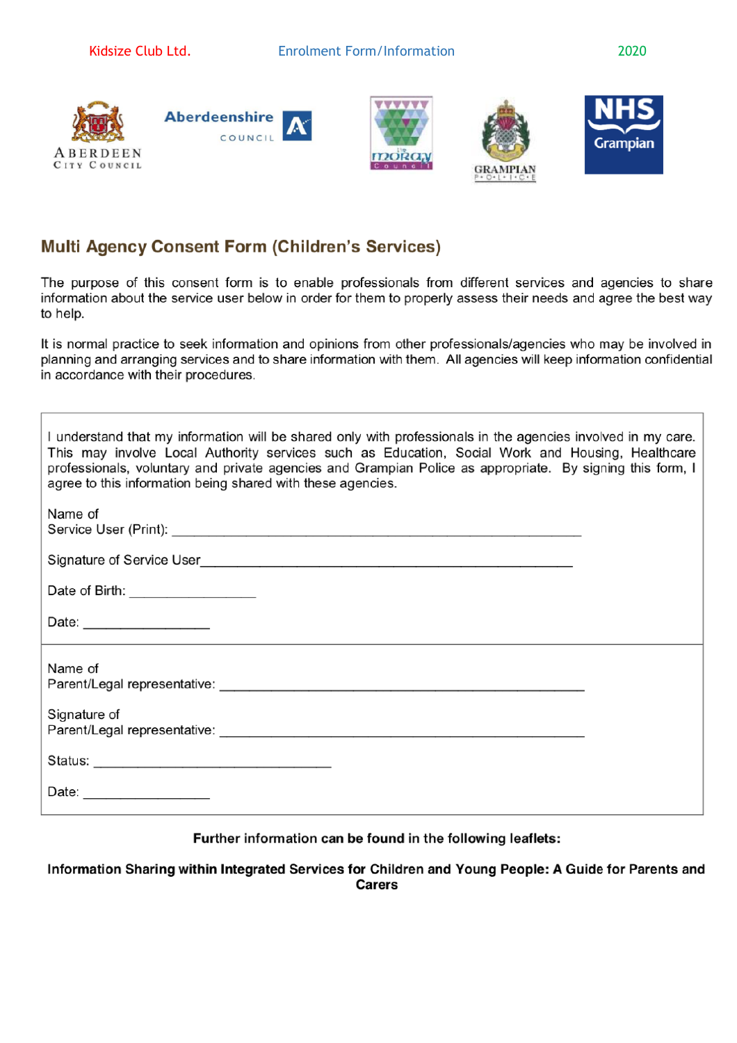## Multi Agency Consent Form (Children's Services)

The purpose of this consent form is to enable professionals from different services and agencies to share information about the service user below in order for them to properly assess their needs and agree the best way to help.

It is normal practice to seek information and opinions from other professionals/agencies who may be involved in planning and arranging services and to share information with them. All agencies will keep information confidential in accordance with their procedures.

I understand that my information will be shared only with professionals in the agencies involved in my care. This may involve Local Authority services such as Education, Social Work and Housing, Healthcare professionals, voluntary and private agencies and Grampian Police as appropriate. By signing this form, I agree to this information being shared with these agencies.

Name of
Service User (Print): ___________________________________________________________

Signature of Service User________________________________________________________

Date of Birth: ________________

Date: ________________

Name of
Parent/Legal representative: ______________________________________________________

Signature of
Parent/Legal representative: ______________________________________________________

Status: ________________________________

Date: ________________

**Further information can be found in the following leaflets:**

**Information Sharing within Integrated Services for Children and Young People: A Guide for Parents and Carers**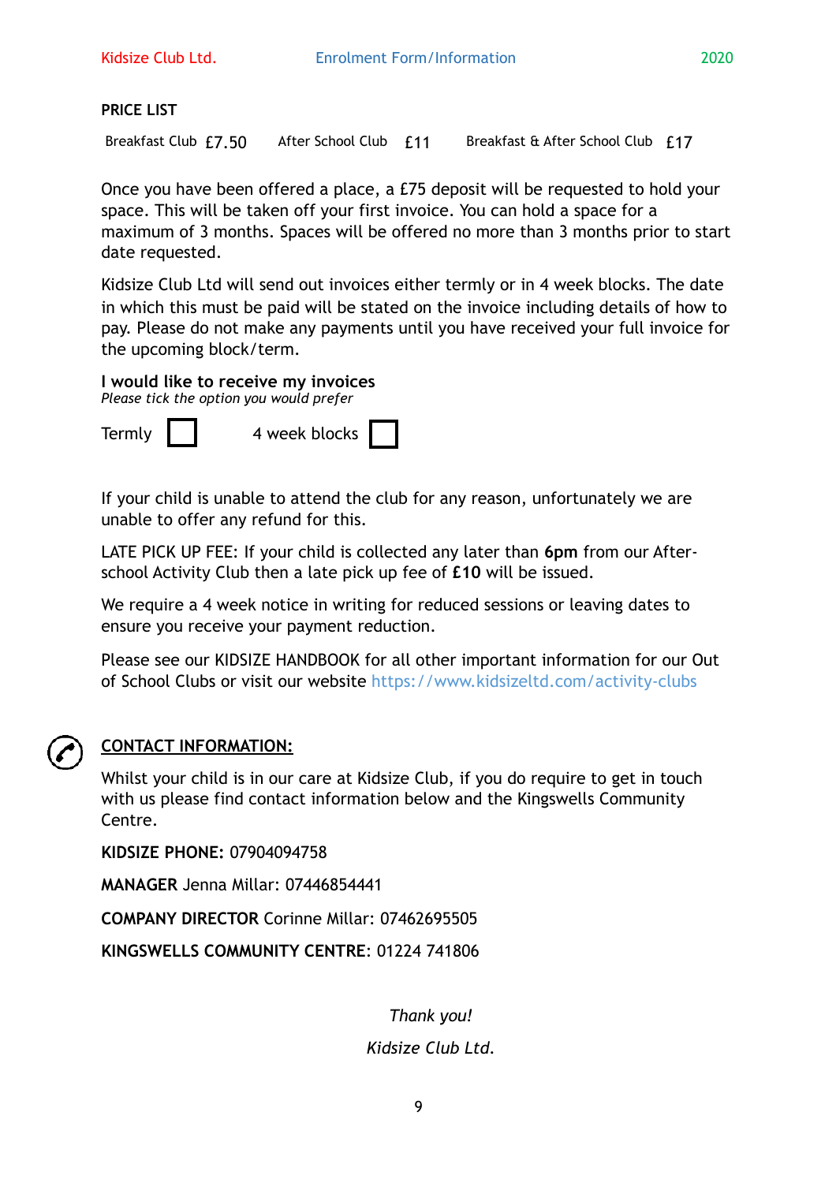**PRICE LIST**

Breakfast Club £7.50 After School Club £11 Breakfast & After School Club £17

Once you have been offered a place, a £75 deposit will be requested to hold your space. This will be taken off your first invoice. You can hold a space for a maximum of 3 months. Spaces will be offered no more than 3 months prior to start date requested.

Kidsize Club Ltd will send out invoices either termly or in 4 week blocks. The date in which this must be paid will be stated on the invoice including details of how to pay. Please do not make any payments until you have received your full invoice for the upcoming block/term.

**I would like to receive my invoices**
*Please tick the option you would prefer*

Termly ☐ 4 week blocks ☐

If your child is unable to attend the club for any reason, unfortunately we are unable to offer any refund for this.

LATE PICK UP FEE: If your child is collected any later than **6pm** from our After-school Activity Club then a late pick up fee of **£10** will be issued.

We require a 4 week notice in writing for reduced sessions or leaving dates to ensure you receive your payment reduction.

Please see our KIDSIZE HANDBOOK for all other important information for our Out of School Clubs or visit our website https://www.kidsizeltd.com/activity-clubs

## CONTACT INFORMATION:

Whilst your child is in our care at Kidsize Club, if you do require to get in touch with us please find contact information below and the Kingswells Community Centre.

**KIDSIZE PHONE:** 07904094758

**MANAGER** Jenna Millar: 07446854441

**COMPANY DIRECTOR** Corinne Millar: 07462695505

**KINGSWELLS COMMUNITY CENTRE**: 01224 741806

*Thank you!*

*Kidsize Club Ltd.*